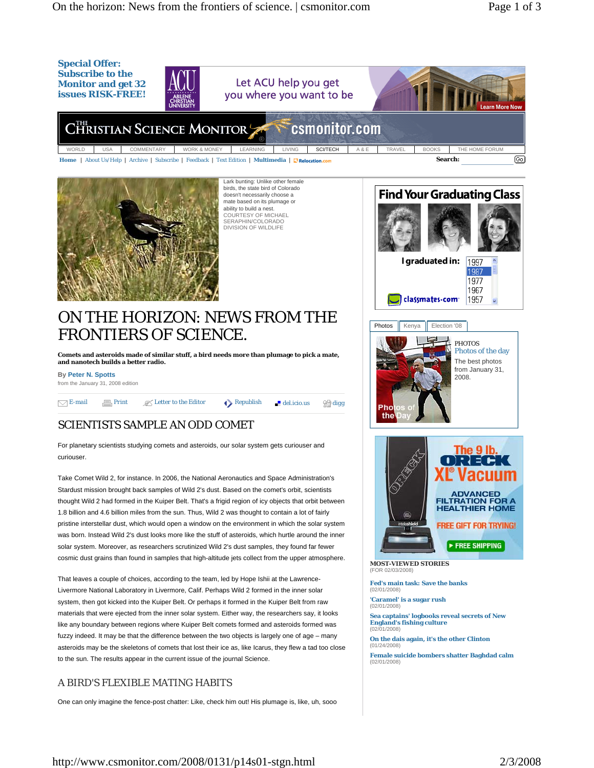Special Offer: Subscribe to the Monitor and get 32 issues RISK-FREE!

Let ACU help you get you where you want to be

WORLD | USA | COMMENTARY | WORK & MONEY | LEARNING | LIVING | SCI/TECH | A & E | TRAVEL | BOOKS | THE HOME FORUM

Home | About Us/Help | Archive | Subscribe | Feedback | Text Edition | Multimedia | Relocation.com

Search:

Lark bunting: Unlike other female birds, the state bird of Colorado doesn't necessarily choose a mate based on its plumage or ability to build a nest.
COURTESY OF MICHAEL SERAPHIN/COLORADO DIVISION OF WILDLIFE

# ON THE HORIZON: NEWS FROM THE FRONTIERS OF SCIENCE.

**Comets and asteroids made of similar stuff, a bird needs more than plumage to pick a mate, and nanotech builds a better radio.**

By Peter N. Spotts
from the January 31, 2008 edition

E-mail | Print | Letter to the Editor | Republish | del.icio.us | digg

## SCIENTISTS SAMPLE AN ODD COMET

For planetary scientists studying comets and asteroids, our solar system gets curiouser and curiouser.

Take Comet Wild 2, for instance. In 2006, the National Aeronautics and Space Administration's Stardust mission brought back samples of Wild 2's dust. Based on the comet's orbit, scientists thought Wild 2 had formed in the Kuiper Belt. That's a frigid region of icy objects that orbit between 1.8 billion and 4.6 billion miles from the sun. Thus, Wild 2 was thought to contain a lot of fairly pristine interstellar dust, which would open a window on the environment in which the solar system was born. Instead Wild 2's dust looks more like the stuff of asteroids, which hurtle around the inner solar system. Moreover, as researchers scrutinized Wild 2's dust samples, they found far fewer cosmic dust grains than found in samples that high-altitude jets collect from the upper atmosphere.

That leaves a couple of choices, according to the team, led by Hope Ishii at the Lawrence-Livermore National Laboratory in Livermore, Calif. Perhaps Wild 2 formed in the inner solar system, then got kicked into the Kuiper Belt. Or perhaps it formed in the Kuiper Belt from raw materials that were ejected from the inner solar system. Either way, the researchers say, it looks like any boundary between regions where Kuiper Belt comets formed and asteroids formed was fuzzy indeed. It may be that the difference between the two objects is largely one of age – many asteroids may be the skeletons of comets that lost their ice as, like Icarus, they flew a tad too close to the sun. The results appear in the current issue of the journal Science.

## A BIRD'S FLEXIBLE MATING HABITS

One can only imagine the fence-post chatter: Like, check him out! His plumage is, like, uh, sooo

Find Your Graduating Class

I graduated in: 1997 1987 1977 1967 1957

classmates.com

Photos | Kenya | Election '08

PHOTOS
Photos of the day
The best photos from January 31, 2008.

The 9 lb. ORECK XL Vacuum
ADVANCED FILTRATION FOR A HEALTHIER HOME
FREE GIFT FOR TRYING!
FREE SHIPPING

**MOST-VIEWED STORIES**
(FOR 02/03/2008)

**Fed's main task: Save the banks**
(02/01/2008)

**'Caramel' is a sugar rush**
(02/01/2008)

**Sea captains' logbooks reveal secrets of New England's fishing culture**
(02/01/2008)

**On the dais again, it's the other Clinton**
(01/24/2008)

**Female suicide bombers shatter Baghdad calm**
(02/01/2008)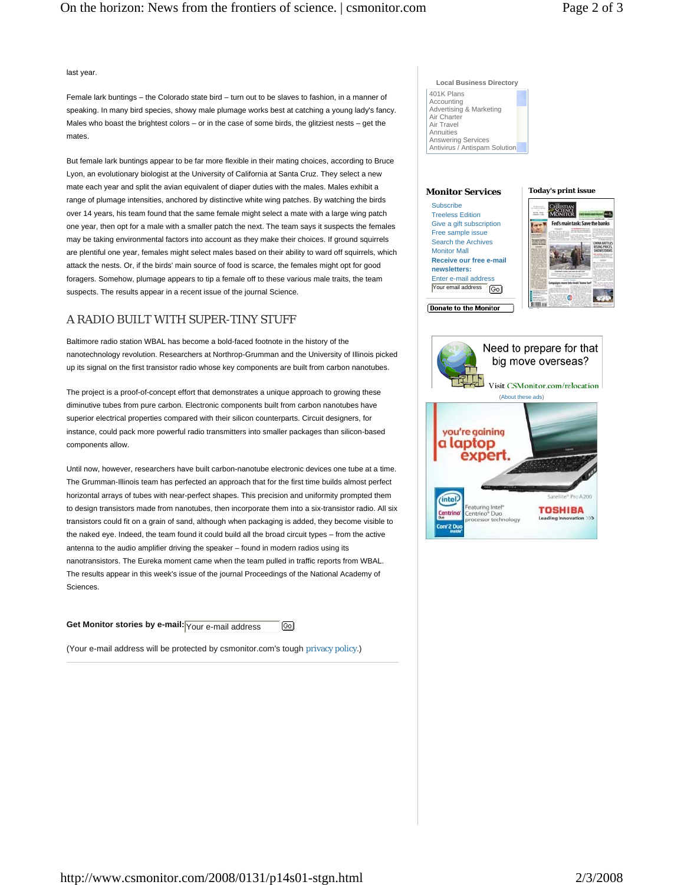last year.

Female lark buntings – the Colorado state bird – turn out to be slaves to fashion, in a manner of speaking. In many bird species, showy male plumage works best at catching a young lady's fancy. Males who boast the brightest colors – or in the case of some birds, the glitziest nests – get the mates.

But female lark buntings appear to be far more flexible in their mating choices, according to Bruce Lyon, an evolutionary biologist at the University of California at Santa Cruz. They select a new mate each year and split the avian equivalent of diaper duties with the males. Males exhibit a range of plumage intensities, anchored by distinctive white wing patches. By watching the birds over 14 years, his team found that the same female might select a mate with a large wing patch one year, then opt for a male with a smaller patch the next. The team says it suspects the females may be taking environmental factors into account as they make their choices. If ground squirrels are plentiful one year, females might select males based on their ability to ward off squirrels, which attack the nests. Or, if the birds' main source of food is scarce, the females might opt for good foragers. Somehow, plumage appears to tip a female off to these various male traits, the team suspects. The results appear in a recent issue of the journal Science.

## A RADIO BUILT WITH SUPER-TINY STUFF

Baltimore radio station WBAL has become a bold-faced footnote in the history of the nanotechnology revolution. Researchers at Northrop-Grumman and the University of Illinois picked up its signal on the first transistor radio whose key components are built from carbon nanotubes.

The project is a proof-of-concept effort that demonstrates a unique approach to growing these diminutive tubes from pure carbon. Electronic components built from carbon nanotubes have superior electrical properties compared with their silicon counterparts. Circuit designers, for instance, could pack more powerful radio transmitters into smaller packages than silicon-based components allow.

Until now, however, researchers have built carbon-nanotube electronic devices one tube at a time. The Grumman-Illinois team has perfected an approach that for the first time builds almost perfect horizontal arrays of tubes with near-perfect shapes. This precision and uniformity prompted them to design transistors made from nanotubes, then incorporate them into a six-transistor radio. All six transistors could fit on a grain of sand, although when packaging is added, they become visible to the naked eye. Indeed, the team found it could build all the broad circuit types – from the active antenna to the audio amplifier driving the speaker – found in modern radios using its nanotransistors. The Eureka moment came when the team pulled in traffic reports from WBAL. The results appear in this week's issue of the journal Proceedings of the National Academy of Sciences.

**Get Monitor stories by e-mail:** Your e-mail address Go

(Your e-mail address will be protected by csmonitor.com's tough privacy policy.)

Local Business Directory

401K Plans
Accounting
Advertising & Marketing
Air Charter
Air Travel
Annuities
Answering Services
Antivirus / Antispam Solution

**Monitor Services**

- Subscribe
- Treeless Edition
- Give a gift subscription
- Free sample issue
- Search the Archives
- Monitor Mall

**Receive our free e-mail newsletters:**

Enter e-mail address

Your email address Go

Donate to the Monitor

**Today's print issue**

Need to prepare for that big move overseas?

Visit CSMonitor.com/relocation

(About these ads)